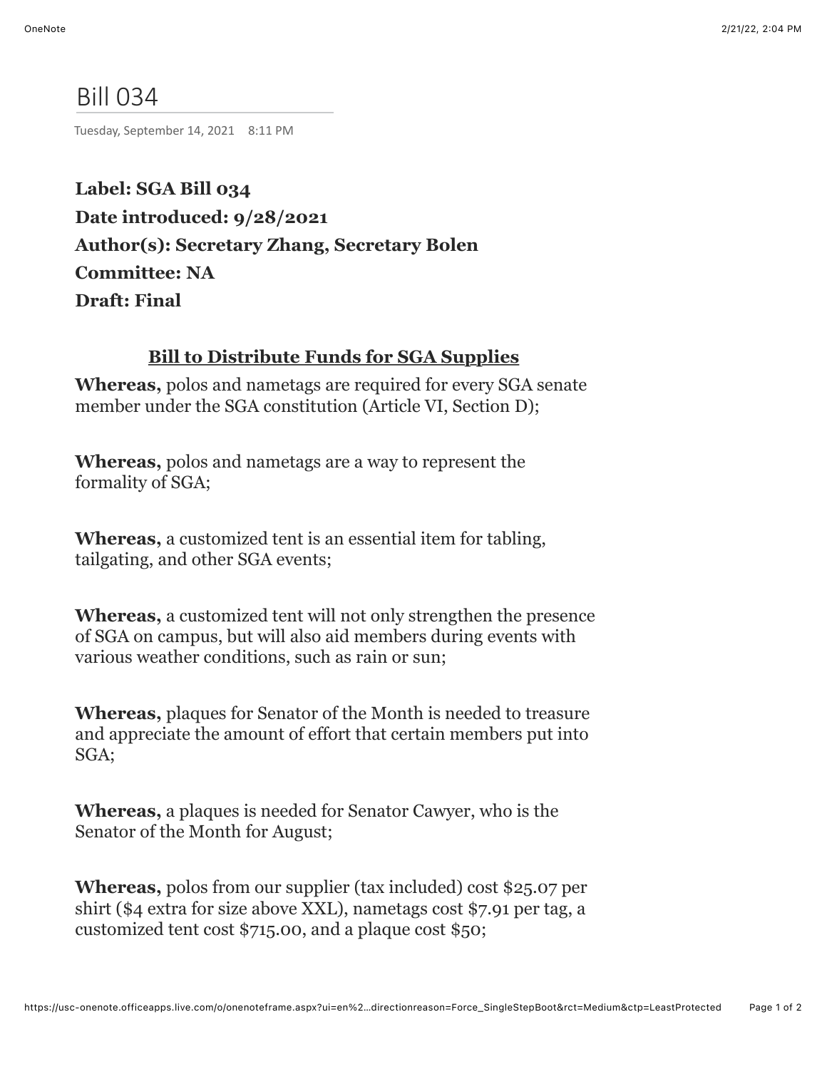# Bill 034

Tuesday, September 14, 2021 8:11 PM

**Label: SGA Bill 034**
**Date introduced: 9/28/2021**
**Author(s): Secretary Zhang, Secretary Bolen**
**Committee: NA**
**Draft: Final**

## <u>Bill to Distribute Funds for SGA Supplies</u>

**Whereas,** polos and nametags are required for every SGA senate member under the SGA constitution (Article VI, Section D);

**Whereas,** polos and nametags are a way to represent the formality of SGA;

**Whereas,** a customized tent is an essential item for tabling, tailgating, and other SGA events;

**Whereas,** a customized tent will not only strengthen the presence of SGA on campus, but will also aid members during events with various weather conditions, such as rain or sun;

**Whereas,** plaques for Senator of the Month is needed to treasure and appreciate the amount of effort that certain members put into SGA;

**Whereas,** a plaques is needed for Senator Cawyer, who is the Senator of the Month for August;

**Whereas,** polos from our supplier (tax included) cost $25.07 per shirt ($4 extra for size above XXL), nametags cost $7.91 per tag, a customized tent cost $715.00, and a plaque cost $50;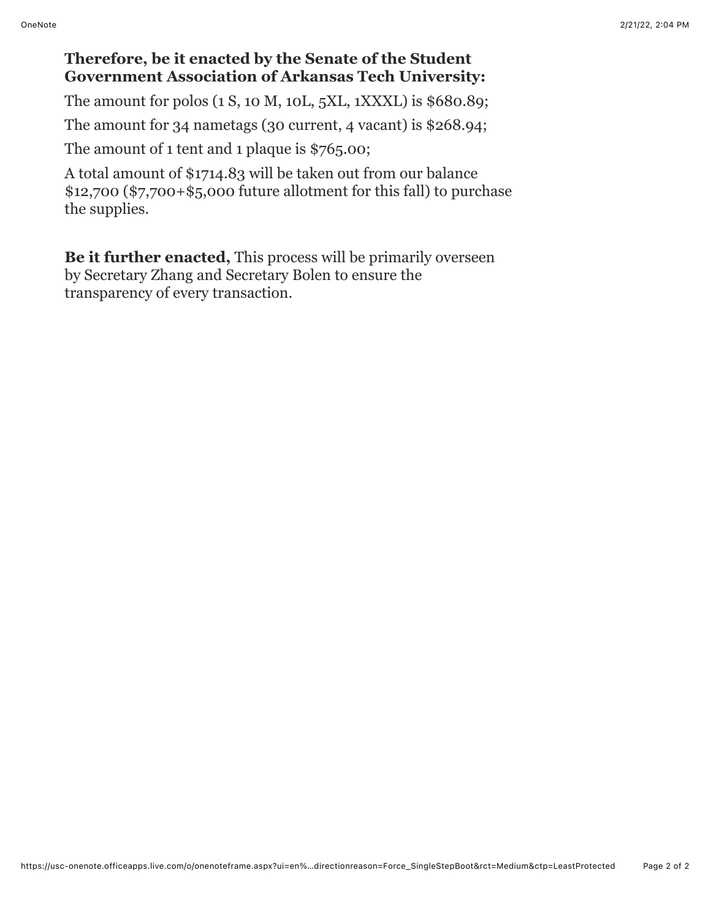**Therefore, be it enacted by the Senate of the Student Government Association of Arkansas Tech University:**

The amount for polos (1 S, 10 M, 10L, 5XL, 1XXXL) is $680.89;

The amount for 34 nametags (30 current, 4 vacant) is $268.94;

The amount of 1 tent and 1 plaque is $765.00;

A total amount of $1714.83 will be taken out from our balance $12,700 ($7,700+$5,000 future allotment for this fall) to purchase the supplies.

**Be it further enacted,** This process will be primarily overseen by Secretary Zhang and Secretary Bolen to ensure the transparency of every transaction.